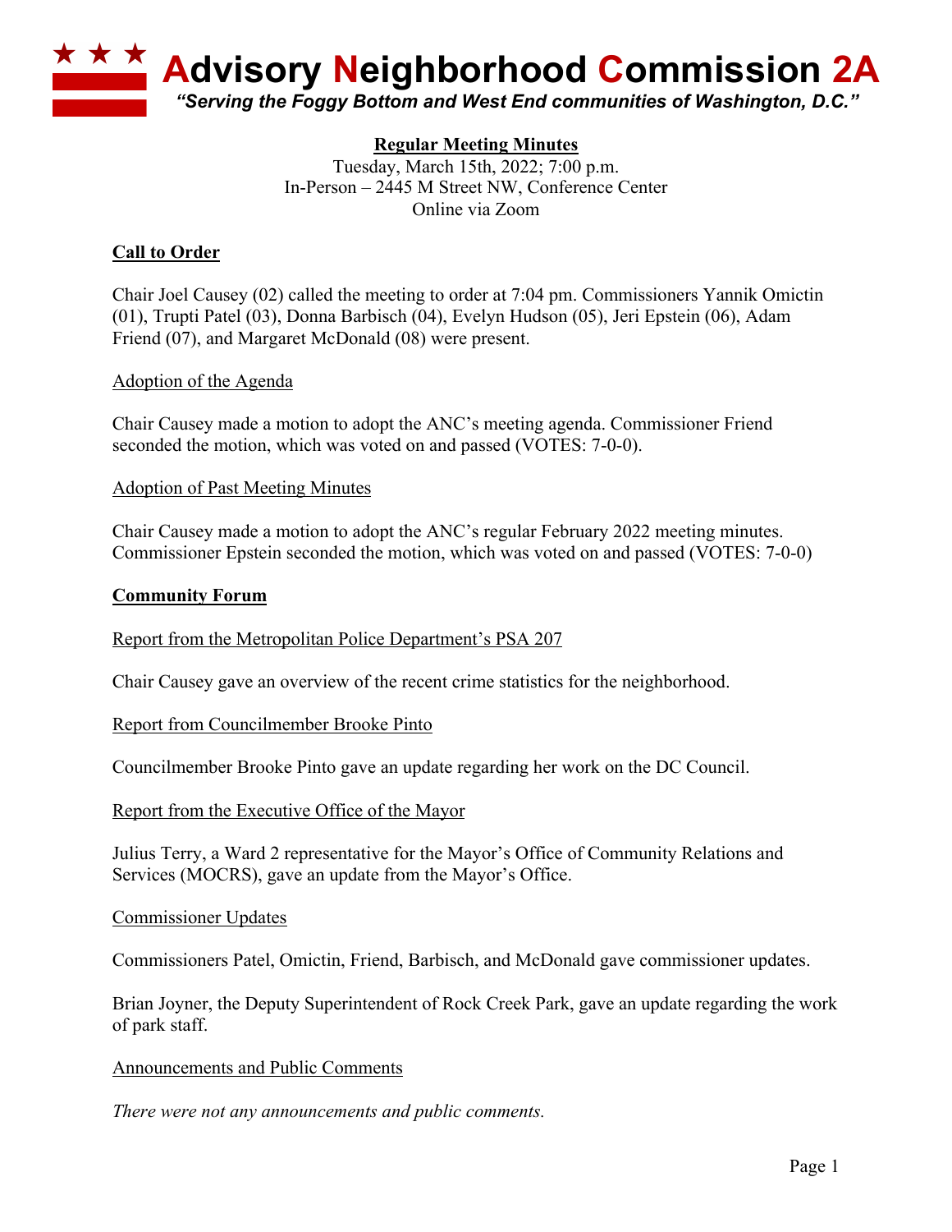# Advisory Neighborhood Commission 2A

*"Serving the Foggy Bottom and West End communities of Washington, D.C."*

## Regular Meeting Minutes

Tuesday, March 15th, 2022; 7:00 p.m.
In-Person – 2445 M Street NW, Conference Center
Online via Zoom

### Call to Order

Chair Joel Causey (02) called the meeting to order at 7:04 pm. Commissioners Yannik Omictin (01), Trupti Patel (03), Donna Barbisch (04), Evelyn Hudson (05), Jeri Epstein (06), Adam Friend (07), and Margaret McDonald (08) were present.

#### Adoption of the Agenda

Chair Causey made a motion to adopt the ANC's meeting agenda. Commissioner Friend seconded the motion, which was voted on and passed (VOTES: 7-0-0).

#### Adoption of Past Meeting Minutes

Chair Causey made a motion to adopt the ANC's regular February 2022 meeting minutes. Commissioner Epstein seconded the motion, which was voted on and passed (VOTES: 7-0-0)

### Community Forum

#### Report from the Metropolitan Police Department's PSA 207

Chair Causey gave an overview of the recent crime statistics for the neighborhood.

#### Report from Councilmember Brooke Pinto

Councilmember Brooke Pinto gave an update regarding her work on the DC Council.

#### Report from the Executive Office of the Mayor

Julius Terry, a Ward 2 representative for the Mayor's Office of Community Relations and Services (MOCRS), gave an update from the Mayor's Office.

#### Commissioner Updates

Commissioners Patel, Omictin, Friend, Barbisch, and McDonald gave commissioner updates.

Brian Joyner, the Deputy Superintendent of Rock Creek Park, gave an update regarding the work of park staff.

#### Announcements and Public Comments

*There were not any announcements and public comments.*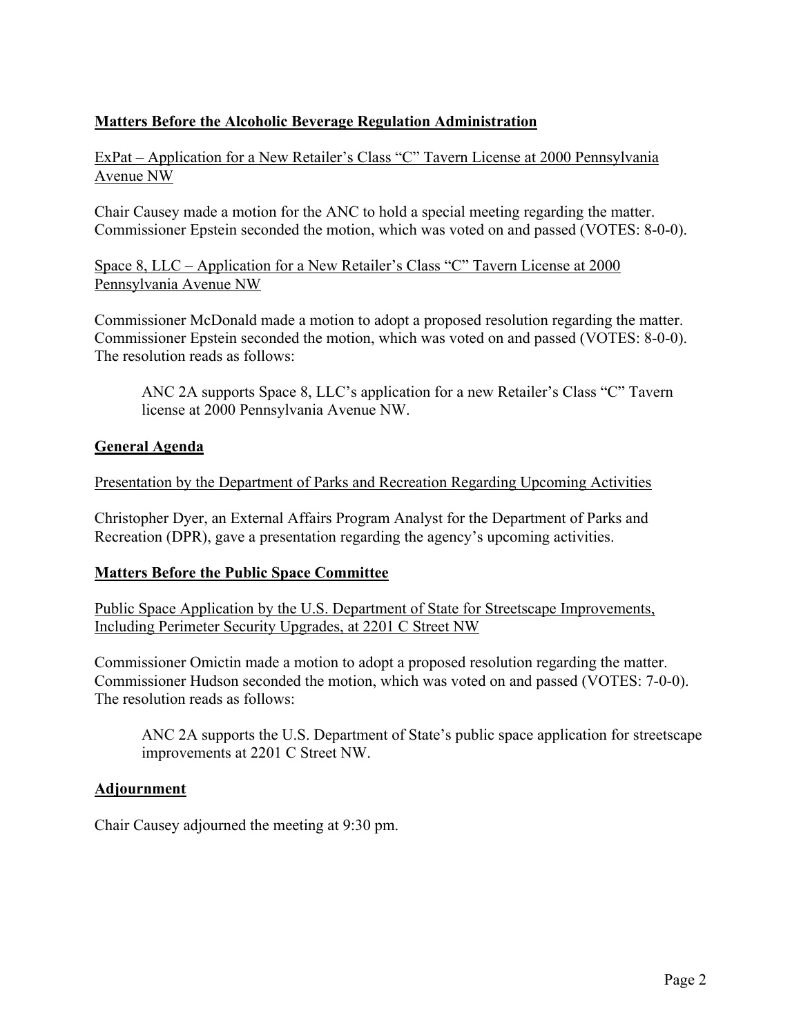## Matters Before the Alcoholic Beverage Regulation Administration

ExPat – Application for a New Retailer's Class "C" Tavern License at 2000 Pennsylvania Avenue NW

Chair Causey made a motion for the ANC to hold a special meeting regarding the matter. Commissioner Epstein seconded the motion, which was voted on and passed (VOTES: 8-0-0).

Space 8, LLC – Application for a New Retailer's Class "C" Tavern License at 2000 Pennsylvania Avenue NW

Commissioner McDonald made a motion to adopt a proposed resolution regarding the matter. Commissioner Epstein seconded the motion, which was voted on and passed (VOTES: 8-0-0). The resolution reads as follows:

> ANC 2A supports Space 8, LLC's application for a new Retailer's Class "C" Tavern license at 2000 Pennsylvania Avenue NW.

## General Agenda

Presentation by the Department of Parks and Recreation Regarding Upcoming Activities

Christopher Dyer, an External Affairs Program Analyst for the Department of Parks and Recreation (DPR), gave a presentation regarding the agency's upcoming activities.

## Matters Before the Public Space Committee

Public Space Application by the U.S. Department of State for Streetscape Improvements, Including Perimeter Security Upgrades, at 2201 C Street NW

Commissioner Omictin made a motion to adopt a proposed resolution regarding the matter. Commissioner Hudson seconded the motion, which was voted on and passed (VOTES: 7-0-0). The resolution reads as follows:

> ANC 2A supports the U.S. Department of State's public space application for streetscape improvements at 2201 C Street NW.

## Adjournment

Chair Causey adjourned the meeting at 9:30 pm.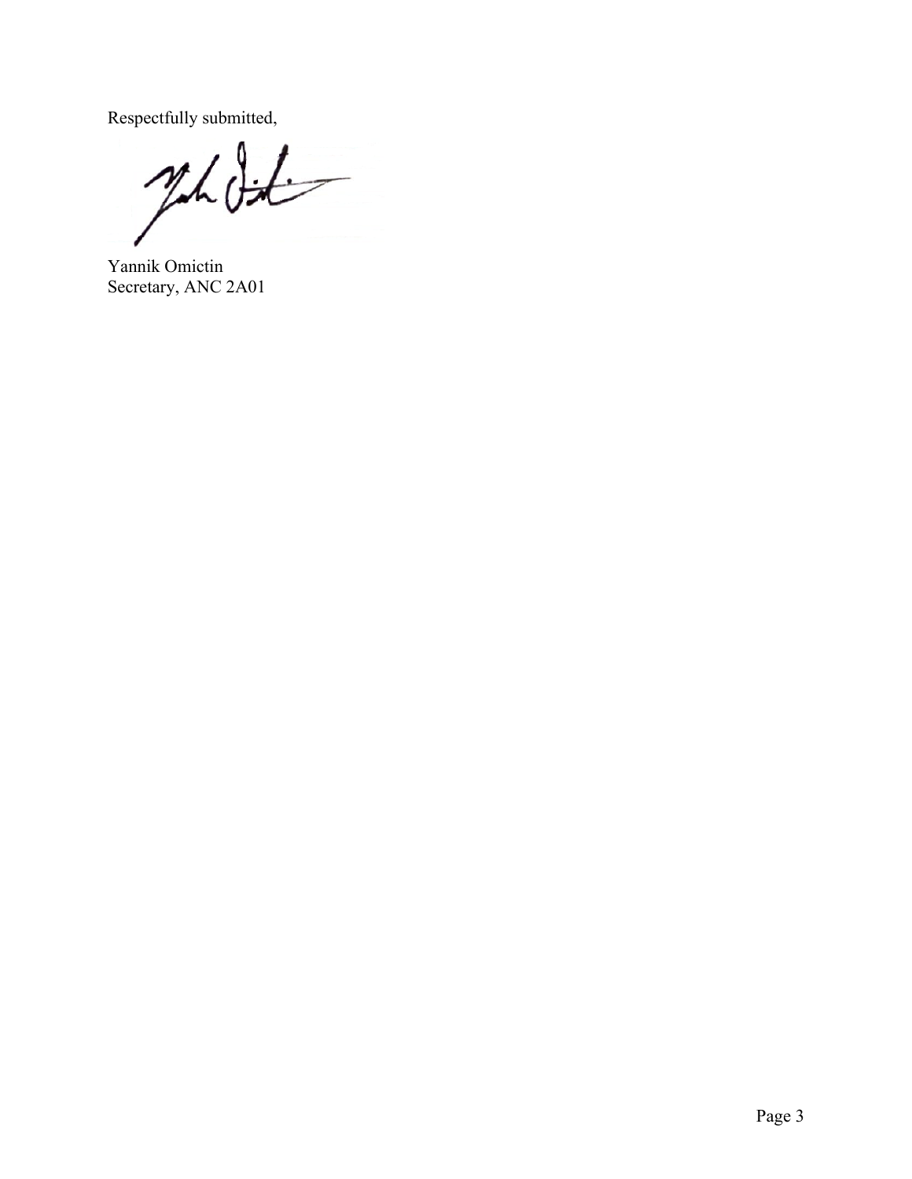Respectfully submitted,

Yannik Omictin
Secretary, ANC 2A01